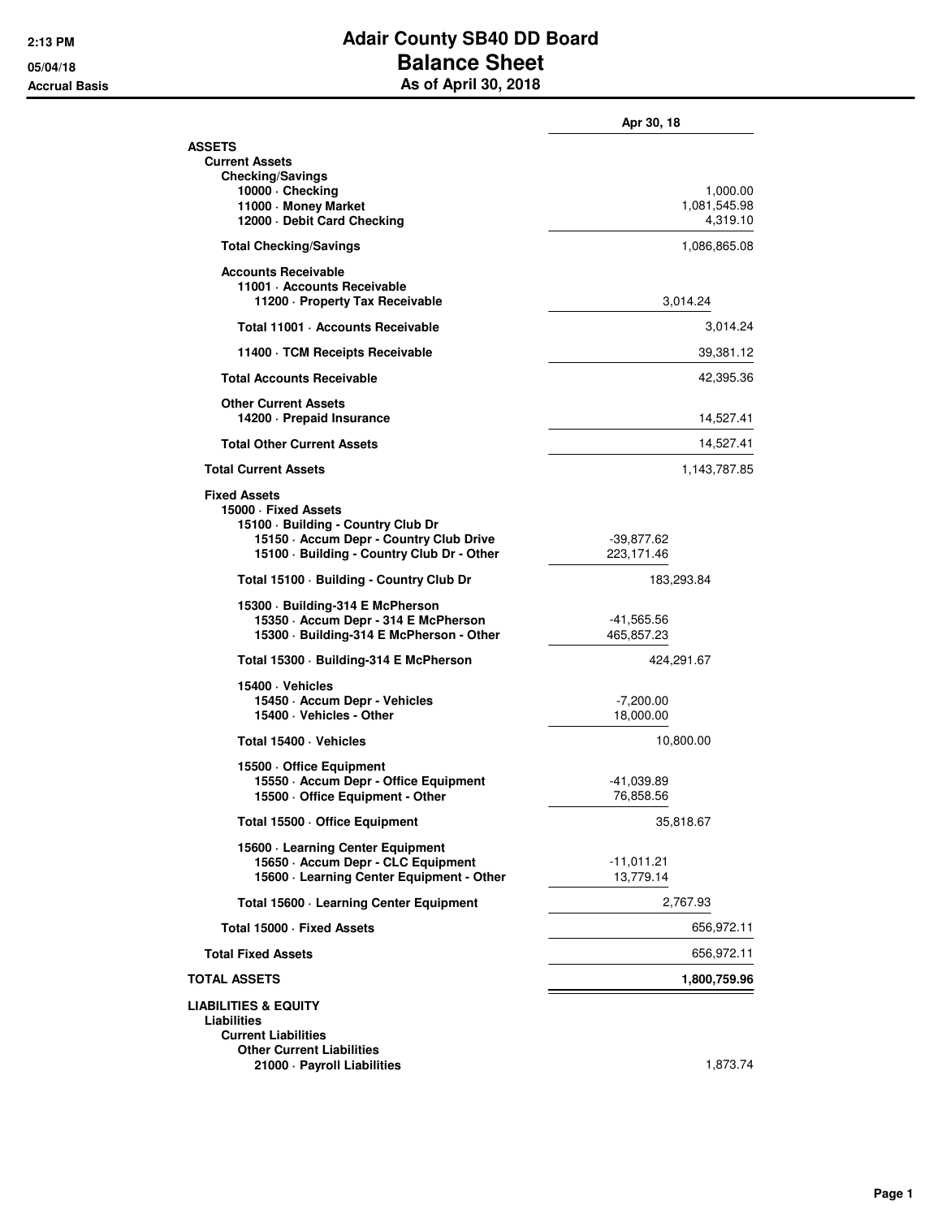# Adair County SB40 DD Board
## Balance Sheet
### As of April 30, 2018

2:13 PM
05/04/18
Accrual Basis

| | | Apr 30, 18 |
|---|---|---|
| **ASSETS** | | |
| **Current Assets** | | |
| **Checking/Savings** | | |
| **10000 · Checking** | | 1,000.00 |
| **11000 · Money Market** | | 1,081,545.98 |
| **12000 · Debit Card Checking** | | 4,319.10 |
| **Total Checking/Savings** | | 1,086,865.08 |
| **Accounts Receivable** | | |
| **11001 · Accounts Receivable** | | |
| **11200 · Property Tax Receivable** | 3,014.24 | |
| **Total 11001 · Accounts Receivable** | | 3,014.24 |
| **11400 · TCM Receipts Receivable** | | 39,381.12 |
| **Total Accounts Receivable** | | 42,395.36 |
| **Other Current Assets** | | |
| **14200 · Prepaid Insurance** | | 14,527.41 |
| **Total Other Current Assets** | | 14,527.41 |
| **Total Current Assets** | | 1,143,787.85 |
| **Fixed Assets** | | |
| **15000 · Fixed Assets** | | |
| **15100 · Building - Country Club Dr** | | |
| **15150 · Accum Depr - Country Club Drive** | -39,877.62 | |
| **15100 · Building - Country Club Dr - Other** | 223,171.46 | |
| **Total 15100 · Building - Country Club Dr** | 183,293.84 | |
| **15300 · Building-314 E McPherson** | | |
| **15350 · Accum Depr - 314 E McPherson** | -41,565.56 | |
| **15300 · Building-314 E McPherson - Other** | 465,857.23 | |
| **Total 15300 · Building-314 E McPherson** | 424,291.67 | |
| **15400 · Vehicles** | | |
| **15450 · Accum Depr - Vehicles** | -7,200.00 | |
| **15400 · Vehicles - Other** | 18,000.00 | |
| **Total 15400 · Vehicles** | 10,800.00 | |
| **15500 · Office Equipment** | | |
| **15550 · Accum Depr - Office Equipment** | -41,039.89 | |
| **15500 · Office Equipment - Other** | 76,858.56 | |
| **Total 15500 · Office Equipment** | 35,818.67 | |
| **15600 · Learning Center Equipment** | | |
| **15650 · Accum Depr - CLC Equipment** | -11,011.21 | |
| **15600 · Learning Center Equipment - Other** | 13,779.14 | |
| **Total 15600 · Learning Center Equipment** | 2,767.93 | |
| **Total 15000 · Fixed Assets** | | 656,972.11 |
| **Total Fixed Assets** | | 656,972.11 |
| **TOTAL ASSETS** | | **1,800,759.96** |
| **LIABILITIES & EQUITY** | | |
| **Liabilities** | | |
| **Current Liabilities** | | |
| **Other Current Liabilities** | | |
| **21000 · Payroll Liabilities** | | 1,873.74 |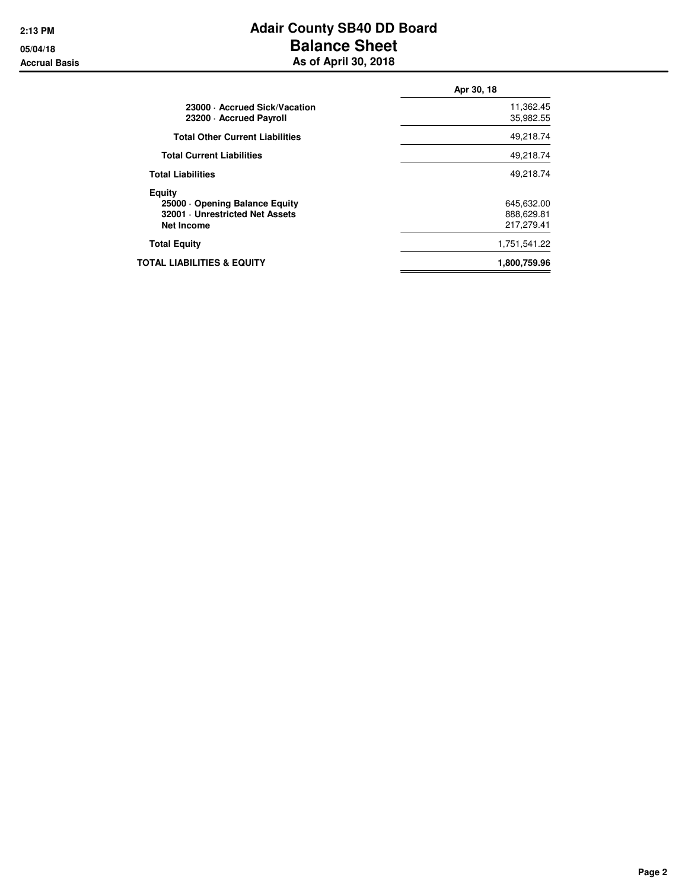# Adair County SB40 DD Board
## Balance Sheet
### As of April 30, 2018

2:13 PM
05/04/18
Accrual Basis

| | Apr 30, 18 |
|---|---|
| 23000 · Accrued Sick/Vacation | 11,362.45 |
| 23200 · Accrued Payroll | 35,982.55 |
| **Total Other Current Liabilities** | 49,218.74 |
| **Total Current Liabilities** | 49,218.74 |
| **Total Liabilities** | 49,218.74 |
| **Equity** | |
| 25000 · Opening Balance Equity | 645,632.00 |
| 32001 · Unrestricted Net Assets | 888,629.81 |
| Net Income | 217,279.41 |
| **Total Equity** | 1,751,541.22 |
| **TOTAL LIABILITIES & EQUITY** | **1,800,759.96** |